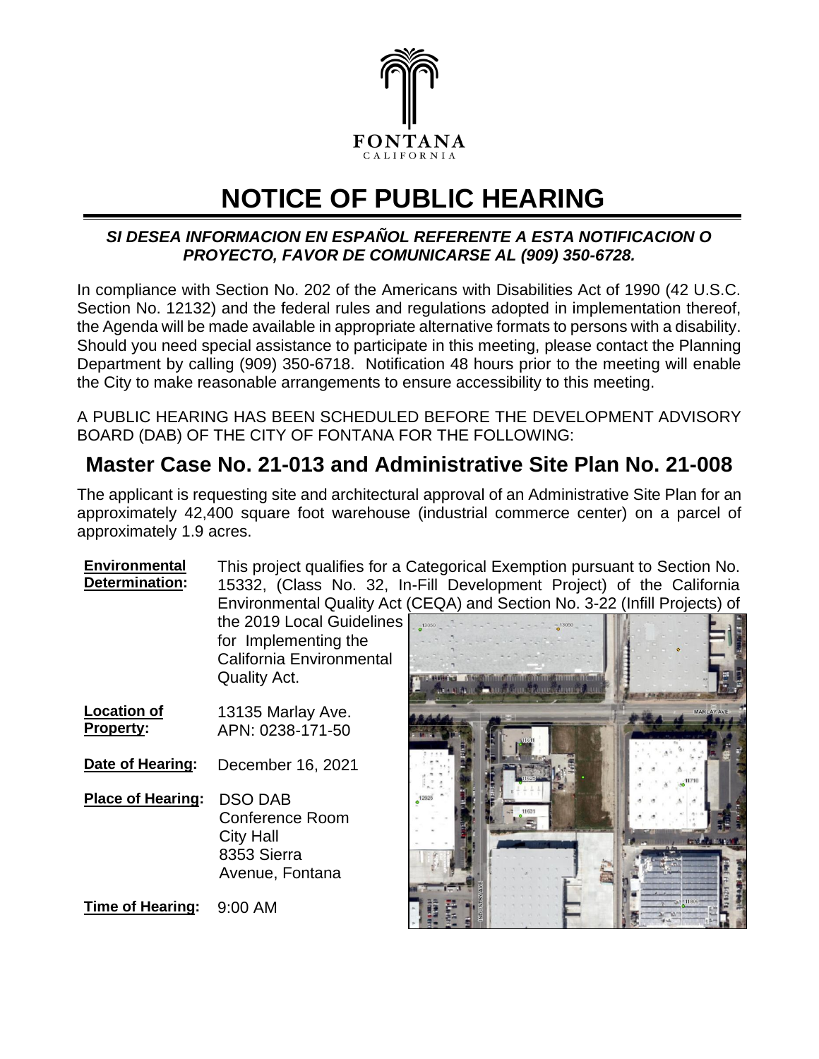FONTANA
CALIFORNIA

# NOTICE OF PUBLIC HEARING

***SI DESEA INFORMACION EN ESPAÑOL REFERENTE A ESTA NOTIFICACION O PROYECTO, FAVOR DE COMUNICARSE AL (909) 350-6728.***

In compliance with Section No. 202 of the Americans with Disabilities Act of 1990 (42 U.S.C. Section No. 12132) and the federal rules and regulations adopted in implementation thereof, the Agenda will be made available in appropriate alternative formats to persons with a disability. Should you need special assistance to participate in this meeting, please contact the Planning Department by calling (909) 350-6718. Notification 48 hours prior to the meeting will enable the City to make reasonable arrangements to ensure accessibility to this meeting.

A PUBLIC HEARING HAS BEEN SCHEDULED BEFORE THE DEVELOPMENT ADVISORY BOARD (DAB) OF THE CITY OF FONTANA FOR THE FOLLOWING:

## Master Case No. 21-013 and Administrative Site Plan No. 21-008

The applicant is requesting site and architectural approval of an Administrative Site Plan for an approximately 42,400 square foot warehouse (industrial commerce center) on a parcel of approximately 1.9 acres.

**Environmental Determination:** This project qualifies for a Categorical Exemption pursuant to Section No. 15332, (Class No. 32, In-Fill Development Project) of the California Environmental Quality Act (CEQA) and Section No. 3-22 (Infill Projects) of the 2019 Local Guidelines for Implementing the California Environmental Quality Act.

**Location of Property:** 13135 Marlay Ave.
APN: 0238-171-50

**Date of Hearing:** December 16, 2021

**Place of Hearing:** DSO DAB Conference Room
City Hall
8353 Sierra Avenue, Fontana

**Time of Hearing:** 9:00 AM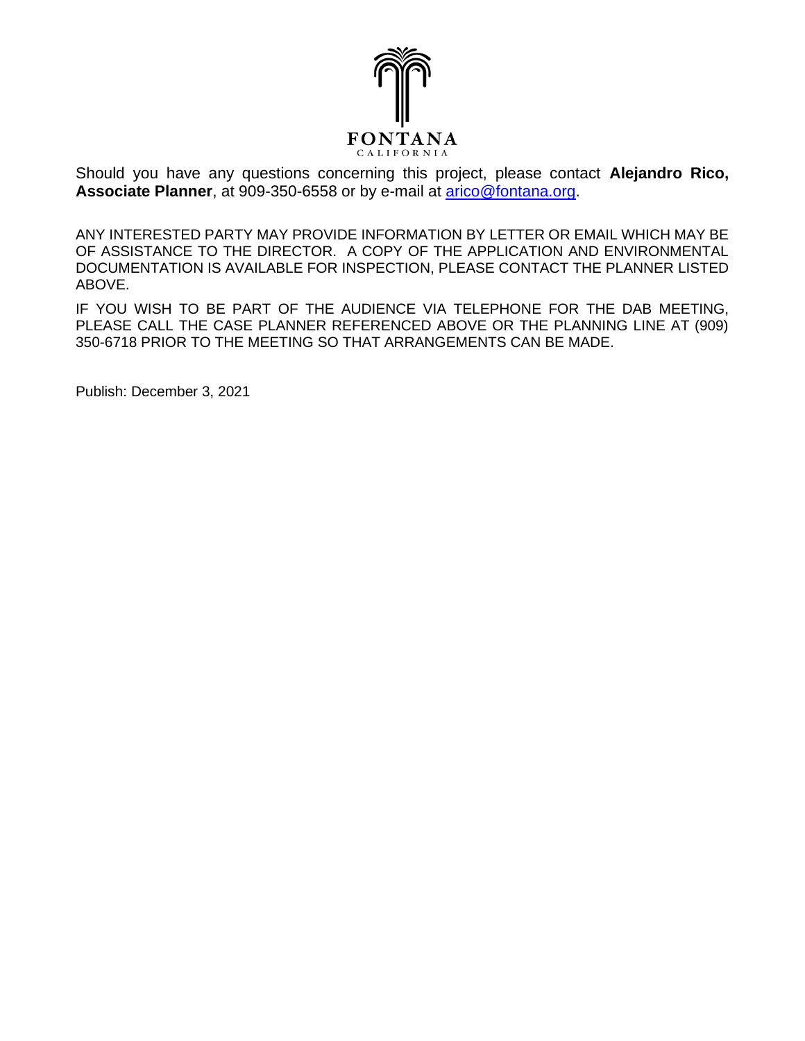FONTANA
CALIFORNIA

Should you have any questions concerning this project, please contact **Alejandro Rico, Associate Planner**, at 909-350-6558 or by e-mail at arico@fontana.org.

ANY INTERESTED PARTY MAY PROVIDE INFORMATION BY LETTER OR EMAIL WHICH MAY BE OF ASSISTANCE TO THE DIRECTOR. A COPY OF THE APPLICATION AND ENVIRONMENTAL DOCUMENTATION IS AVAILABLE FOR INSPECTION, PLEASE CONTACT THE PLANNER LISTED ABOVE.

IF YOU WISH TO BE PART OF THE AUDIENCE VIA TELEPHONE FOR THE DAB MEETING, PLEASE CALL THE CASE PLANNER REFERENCED ABOVE OR THE PLANNING LINE AT (909) 350-6718 PRIOR TO THE MEETING SO THAT ARRANGEMENTS CAN BE MADE.

Publish: December 3, 2021